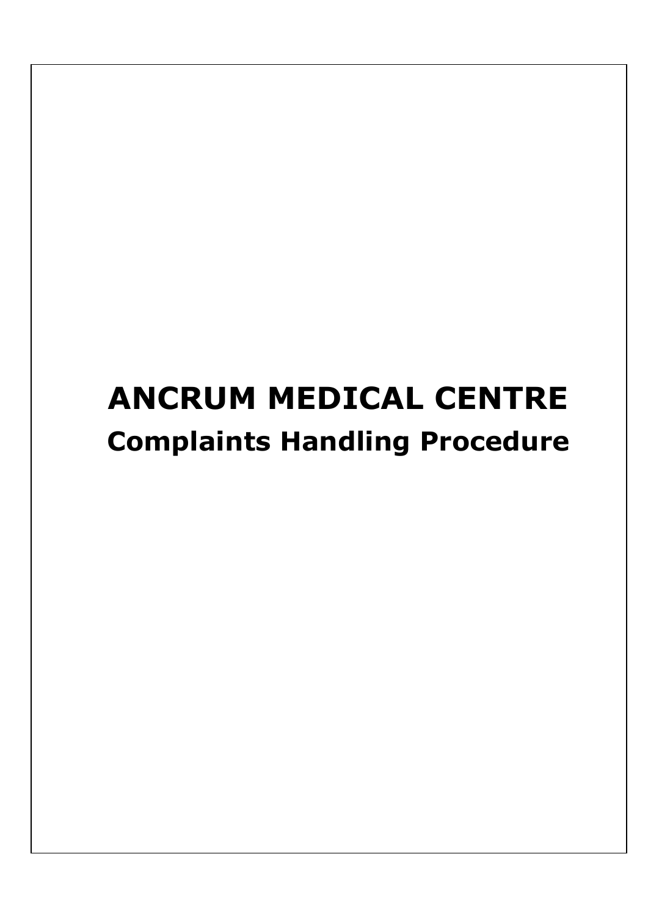# ANCRUM MEDICAL CENTRE

## Complaints Handling Procedure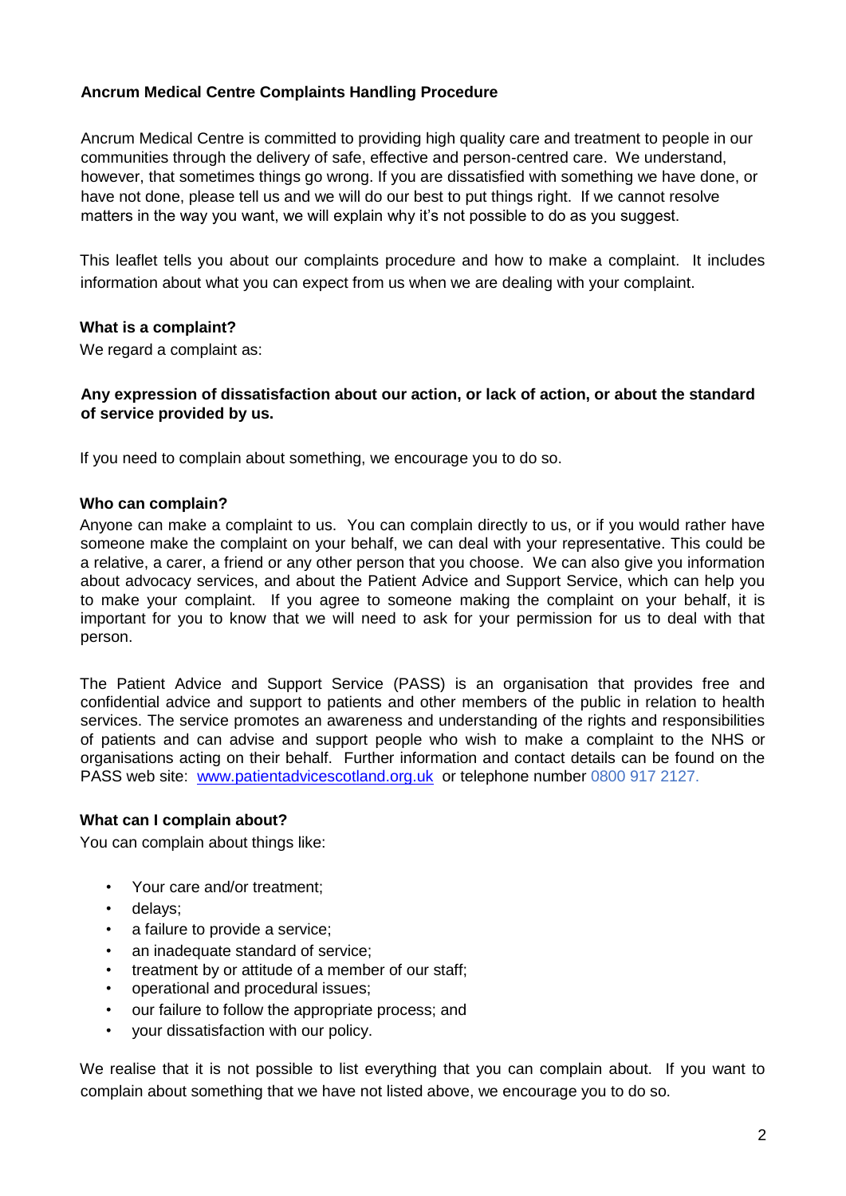## Ancrum Medical Centre Complaints Handling Procedure

Ancrum Medical Centre is committed to providing high quality care and treatment to people in our communities through the delivery of safe, effective and person-centred care. We understand, however, that sometimes things go wrong. If you are dissatisfied with something we have done, or have not done, please tell us and we will do our best to put things right. If we cannot resolve matters in the way you want, we will explain why it's not possible to do as you suggest.

This leaflet tells you about our complaints procedure and how to make a complaint. It includes information about what you can expect from us when we are dealing with your complaint.

### What is a complaint?

We regard a complaint as:

**Any expression of dissatisfaction about our action, or lack of action, or about the standard of service provided by us.**

If you need to complain about something, we encourage you to do so.

### Who can complain?

Anyone can make a complaint to us. You can complain directly to us, or if you would rather have someone make the complaint on your behalf, we can deal with your representative. This could be a relative, a carer, a friend or any other person that you choose. We can also give you information about advocacy services, and about the Patient Advice and Support Service, which can help you to make your complaint. If you agree to someone making the complaint on your behalf, it is important for you to know that we will need to ask for your permission for us to deal with that person.

The Patient Advice and Support Service (PASS) is an organisation that provides free and confidential advice and support to patients and other members of the public in relation to health services. The service promotes an awareness and understanding of the rights and responsibilities of patients and can advise and support people who wish to make a complaint to the NHS or organisations acting on their behalf. Further information and contact details can be found on the PASS web site: www.patientadvicescotland.org.uk or telephone number 0800 917 2127.

### What can I complain about?

You can complain about things like:

- Your care and/or treatment;
- delays;
- a failure to provide a service;
- an inadequate standard of service;
- treatment by or attitude of a member of our staff;
- operational and procedural issues;
- our failure to follow the appropriate process; and
- your dissatisfaction with our policy.

We realise that it is not possible to list everything that you can complain about. If you want to complain about something that we have not listed above, we encourage you to do so.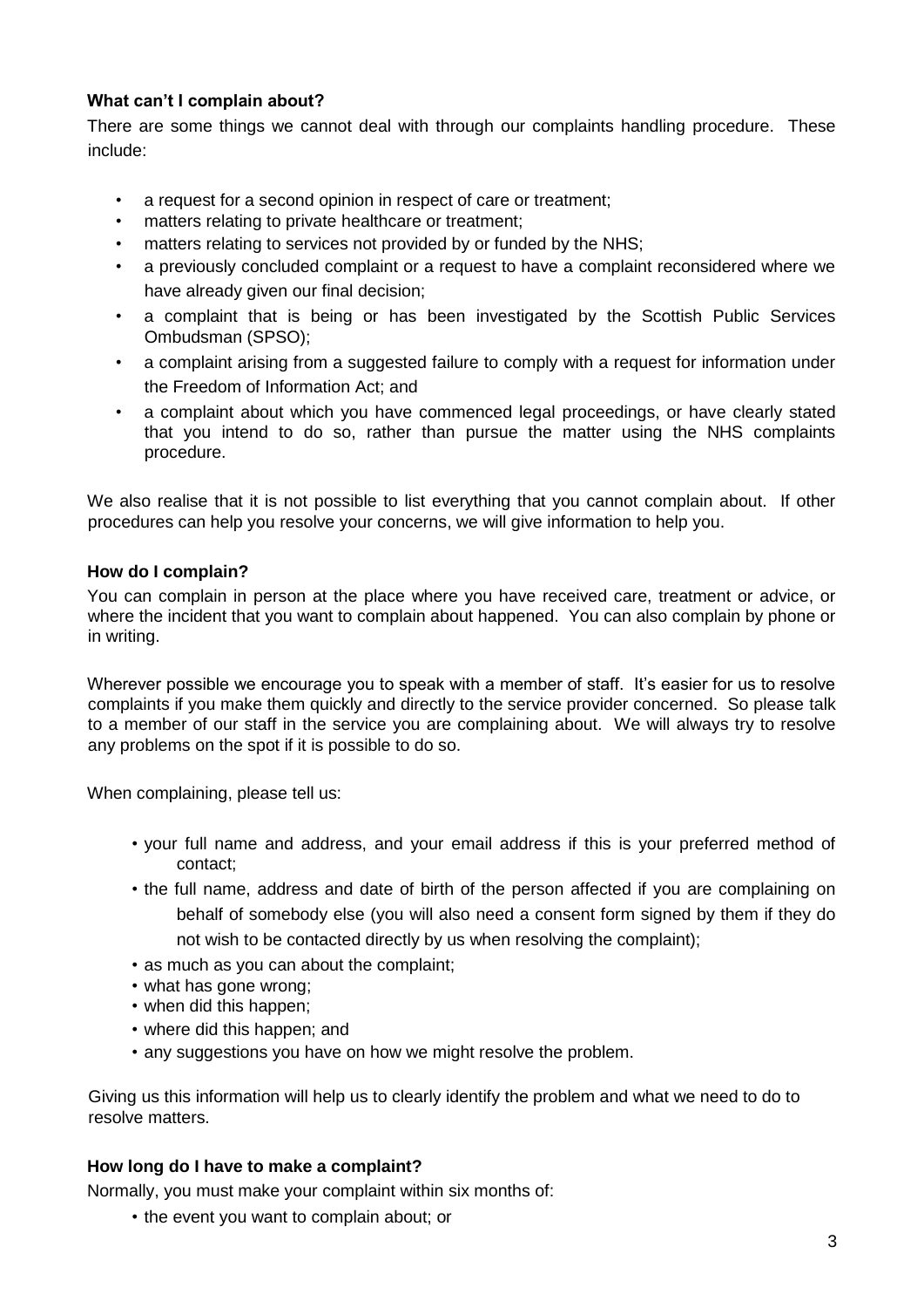### What can't I complain about?

There are some things we cannot deal with through our complaints handling procedure. These include:

- a request for a second opinion in respect of care or treatment;
- matters relating to private healthcare or treatment;
- matters relating to services not provided by or funded by the NHS;
- a previously concluded complaint or a request to have a complaint reconsidered where we have already given our final decision;
- a complaint that is being or has been investigated by the Scottish Public Services Ombudsman (SPSO);
- a complaint arising from a suggested failure to comply with a request for information under the Freedom of Information Act; and
- a complaint about which you have commenced legal proceedings, or have clearly stated that you intend to do so, rather than pursue the matter using the NHS complaints procedure.

We also realise that it is not possible to list everything that you cannot complain about. If other procedures can help you resolve your concerns, we will give information to help you.

### How do I complain?

You can complain in person at the place where you have received care, treatment or advice, or where the incident that you want to complain about happened. You can also complain by phone or in writing.

Wherever possible we encourage you to speak with a member of staff. It's easier for us to resolve complaints if you make them quickly and directly to the service provider concerned. So please talk to a member of our staff in the service you are complaining about. We will always try to resolve any problems on the spot if it is possible to do so.

When complaining, please tell us:

- your full name and address, and your email address if this is your preferred method of contact;
- the full name, address and date of birth of the person affected if you are complaining on behalf of somebody else (you will also need a consent form signed by them if they do not wish to be contacted directly by us when resolving the complaint);
- as much as you can about the complaint;
- what has gone wrong;
- when did this happen;
- where did this happen; and
- any suggestions you have on how we might resolve the problem.

Giving us this information will help us to clearly identify the problem and what we need to do to resolve matters.

### How long do I have to make a complaint?

Normally, you must make your complaint within six months of:

- the event you want to complain about; or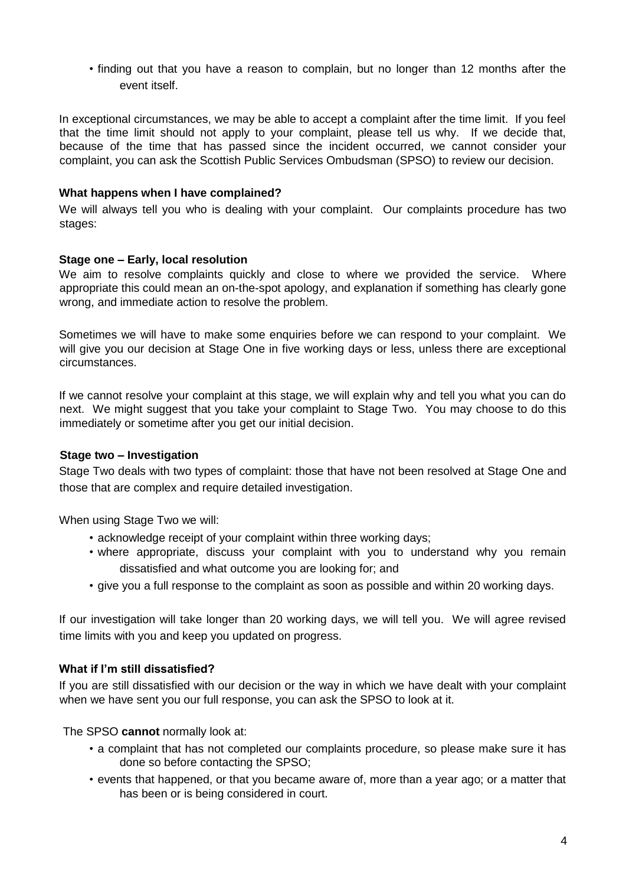- finding out that you have a reason to complain, but no longer than 12 months after the event itself.

In exceptional circumstances, we may be able to accept a complaint after the time limit. If you feel that the time limit should not apply to your complaint, please tell us why. If we decide that, because of the time that has passed since the incident occurred, we cannot consider your complaint, you can ask the Scottish Public Services Ombudsman (SPSO) to review our decision.

### What happens when I have complained?

We will always tell you who is dealing with your complaint. Our complaints procedure has two stages:

### Stage one – Early, local resolution

We aim to resolve complaints quickly and close to where we provided the service. Where appropriate this could mean an on-the-spot apology, and explanation if something has clearly gone wrong, and immediate action to resolve the problem.

Sometimes we will have to make some enquiries before we can respond to your complaint. We will give you our decision at Stage One in five working days or less, unless there are exceptional circumstances.

If we cannot resolve your complaint at this stage, we will explain why and tell you what you can do next. We might suggest that you take your complaint to Stage Two. You may choose to do this immediately or sometime after you get our initial decision.

### Stage two – Investigation

Stage Two deals with two types of complaint: those that have not been resolved at Stage One and those that are complex and require detailed investigation.

When using Stage Two we will:

- acknowledge receipt of your complaint within three working days;
- where appropriate, discuss your complaint with you to understand why you remain dissatisfied and what outcome you are looking for; and
- give you a full response to the complaint as soon as possible and within 20 working days.

If our investigation will take longer than 20 working days, we will tell you. We will agree revised time limits with you and keep you updated on progress.

### What if I'm still dissatisfied?

If you are still dissatisfied with our decision or the way in which we have dealt with your complaint when we have sent you our full response, you can ask the SPSO to look at it.

The SPSO **cannot** normally look at:

- a complaint that has not completed our complaints procedure, so please make sure it has done so before contacting the SPSO;
- events that happened, or that you became aware of, more than a year ago; or a matter that has been or is being considered in court.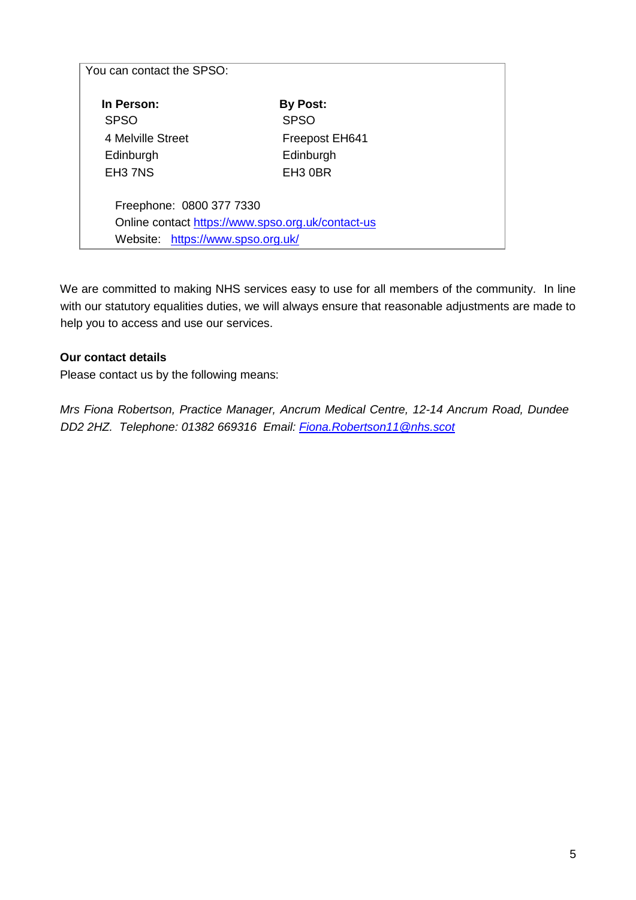You can contact the SPSO:

| **In Person:** | **By Post:** |
| --- | --- |
| SPSO | SPSO |
| 4 Melville Street | Freepost EH641 |
| Edinburgh | Edinburgh |
| EH3 7NS | EH3 0BR |

Freephone: 0800 377 7330
Online contact https://www.spso.org.uk/contact-us
Website: https://www.spso.org.uk/

We are committed to making NHS services easy to use for all members of the community. In line with our statutory equalities duties, we will always ensure that reasonable adjustments are made to help you to access and use our services.

**Our contact details**

Please contact us by the following means:

*Mrs Fiona Robertson, Practice Manager, Ancrum Medical Centre, 12-14 Ancrum Road, Dundee DD2 2HZ. Telephone: 01382 669316 Email: Fiona.Robertson11@nhs.scot*